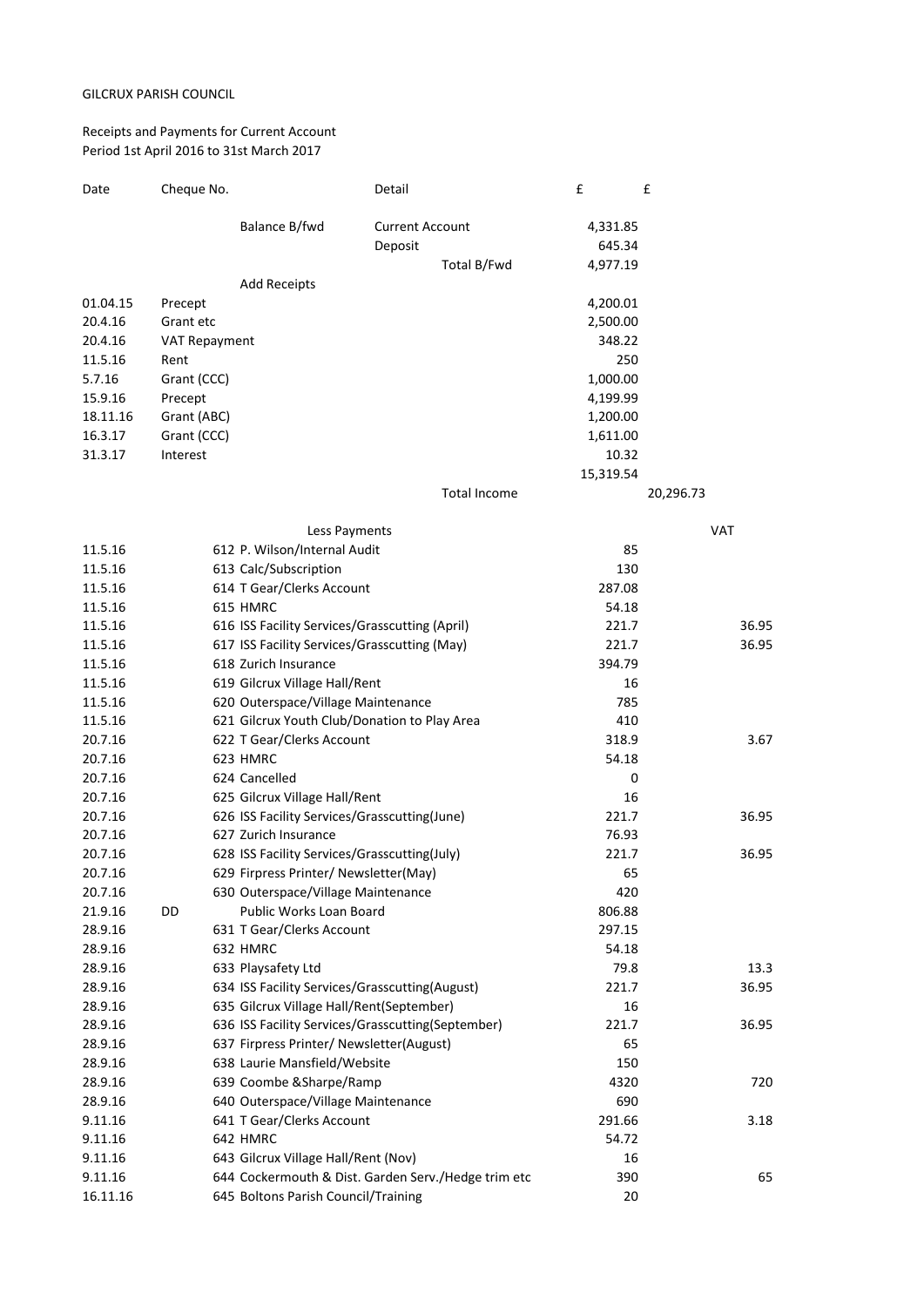GILCRUX PARISH COUNCIL

Receipts and Payments for Current Account
Period 1st April 2016 to 31st March 2017

| Date | Cheque No. | Detail | £ | £ | VAT |
|---|---|---|---|---|---|
| | Balance B/fwd | Current Account | 4,331.85 | | |
| | | Deposit | 645.34 | | |
| | | Total B/Fwd | 4,977.19 | | |
| | Add Receipts | | | | |
| 01.04.15 | Precept | | 4,200.01 | | |
| 20.4.16 | Grant etc | | 2,500.00 | | |
| 20.4.16 | VAT Repayment | | 348.22 | | |
| 11.5.16 | Rent | | 250 | | |
| 5.7.16 | Grant (CCC) | | 1,000.00 | | |
| 15.9.16 | Precept | | 4,199.99 | | |
| 18.11.16 | Grant (ABC) | | 1,200.00 | | |
| 16.3.17 | Grant (CCC) | | 1,611.00 | | |
| 31.3.17 | Interest | | 10.32 | | |
| | | | 15,319.54 | | |
| | | Total Income | | 20,296.73 | |
| | Less Payments | | | | VAT |
| 11.5.16 | 612 | P. Wilson/Internal Audit | 85 | | |
| 11.5.16 | 613 | Calc/Subscription | 130 | | |
| 11.5.16 | 614 | T Gear/Clerks Account | 287.08 | | |
| 11.5.16 | 615 | HMRC | 54.18 | | |
| 11.5.16 | 616 | ISS Facility Services/Grasscutting (April) | 221.7 | | 36.95 |
| 11.5.16 | 617 | ISS Facility Services/Grasscutting (May) | 221.7 | | 36.95 |
| 11.5.16 | 618 | Zurich Insurance | 394.79 | | |
| 11.5.16 | 619 | Gilcrux Village Hall/Rent | 16 | | |
| 11.5.16 | 620 | Outerspace/Village Maintenance | 785 | | |
| 11.5.16 | 621 | Gilcrux Youth Club/Donation to Play Area | 410 | | |
| 20.7.16 | 622 | T Gear/Clerks Account | 318.9 | | 3.67 |
| 20.7.16 | 623 | HMRC | 54.18 | | |
| 20.7.16 | 624 | Cancelled | 0 | | |
| 20.7.16 | 625 | Gilcrux Village Hall/Rent | 16 | | |
| 20.7.16 | 626 | ISS Facility Services/Grasscutting(June) | 221.7 | | 36.95 |
| 20.7.16 | 627 | Zurich Insurance | 76.93 | | |
| 20.7.16 | 628 | ISS Facility Services/Grasscutting(July) | 221.7 | | 36.95 |
| 20.7.16 | 629 | Firpress Printer/ Newsletter(May) | 65 | | |
| 20.7.16 | 630 | Outerspace/Village Maintenance | 420 | | |
| 21.9.16 | DD | Public Works Loan Board | 806.88 | | |
| 28.9.16 | 631 | T Gear/Clerks Account | 297.15 | | |
| 28.9.16 | 632 | HMRC | 54.18 | | |
| 28.9.16 | 633 | Playsafety Ltd | 79.8 | | 13.3 |
| 28.9.16 | 634 | ISS Facility Services/Grasscutting(August) | 221.7 | | 36.95 |
| 28.9.16 | 635 | Gilcrux Village Hall/Rent(September) | 16 | | |
| 28.9.16 | 636 | ISS Facility Services/Grasscutting(September) | 221.7 | | 36.95 |
| 28.9.16 | 637 | Firpress Printer/ Newsletter(August) | 65 | | |
| 28.9.16 | 638 | Laurie Mansfield/Website | 150 | | |
| 28.9.16 | 639 | Coombe &Sharpe/Ramp | 4320 | | 720 |
| 28.9.16 | 640 | Outerspace/Village Maintenance | 690 | | |
| 9.11.16 | 641 | T Gear/Clerks Account | 291.66 | | 3.18 |
| 9.11.16 | 642 | HMRC | 54.72 | | |
| 9.11.16 | 643 | Gilcrux Village Hall/Rent (Nov) | 16 | | |
| 9.11.16 | 644 | Cockermouth & Dist. Garden Serv./Hedge trim etc | 390 | | 65 |
| 16.11.16 | 645 | Boltons Parish Council/Training | 20 | | |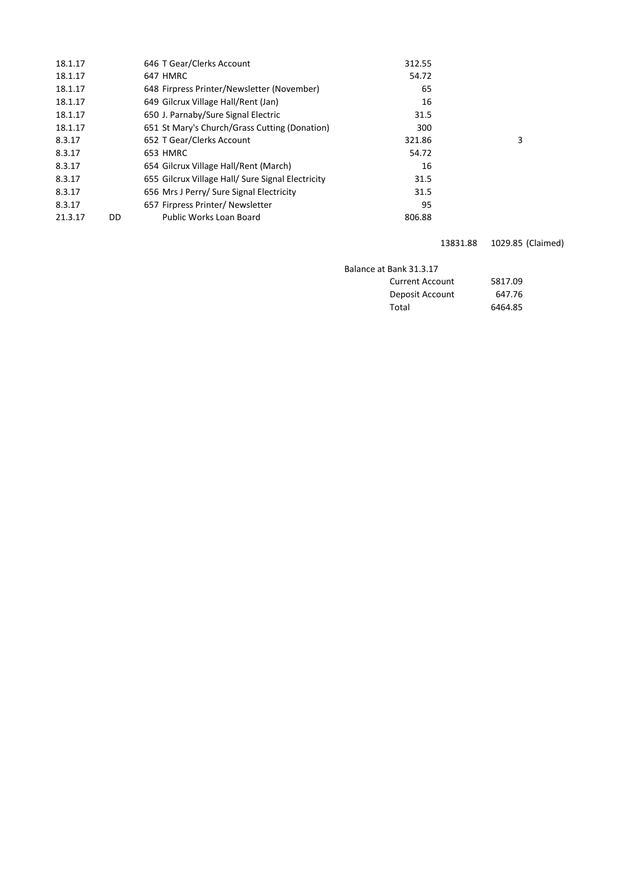| | | | | |
|---|---|---|---|---|
| 18.1.17 | | 646 T Gear/Clerks Account | 312.55 | |
| 18.1.17 | | 647 HMRC | 54.72 | |
| 18.1.17 | | 648 Firpress Printer/Newsletter (November) | 65 | |
| 18.1.17 | | 649 Gilcrux Village Hall/Rent (Jan) | 16 | |
| 18.1.17 | | 650 J. Parnaby/Sure Signal Electric | 31.5 | |
| 18.1.17 | | 651 St Mary's Church/Grass Cutting (Donation) | 300 | |
| 8.3.17 | | 652 T Gear/Clerks Account | 321.86 | 3 |
| 8.3.17 | | 653 HMRC | 54.72 | |
| 8.3.17 | | 654 Gilcrux Village Hall/Rent (March) | 16 | |
| 8.3.17 | | 655 Gilcrux Village Hall/ Sure Signal Electricity | 31.5 | |
| 8.3.17 | | 656 Mrs J Perry/ Sure Signal Electricity | 31.5 | |
| 8.3.17 | | 657 Firpress Printer/ Newsletter | 95 | |
| 21.3.17 | DD | Public Works Loan Board | 806.88 | |
| | | | 13831.88 | 1029.85 (Claimed) |

Balance at Bank 31.3.17

| | |
|---|---|
| Current Account | 5817.09 |
| Deposit Account | 647.76 |
| Total | 6464.85 |